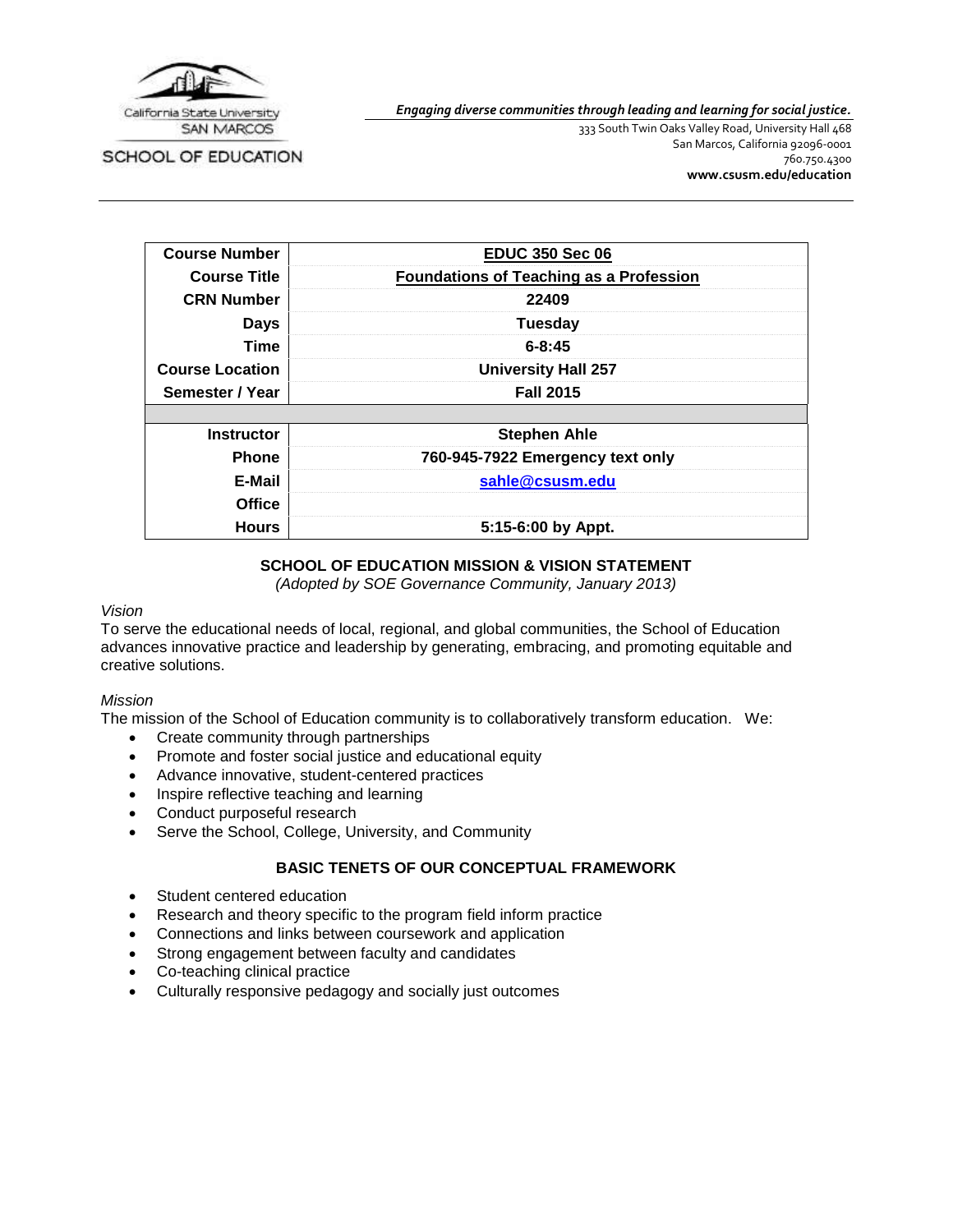California State University SAN MARCOS

SCHOOL OF EDUCATION

***Engaging diverse communities through leading and learning for social justice.***

333 South Twin Oaks Valley Road, University Hall 468
San Marcos, California 92096-0001
760.750.4300
**www.csusm.edu/education**

| | |
|---|---|
| **Course Number** | **EDUC 350 Sec 06** |
| **Course Title** | **Foundations of Teaching as a Profession** |
| **CRN Number** | **22409** |
| **Days** | **Tuesday** |
| **Time** | **6-8:45** |
| **Course Location** | **University Hall 257** |
| **Semester / Year** | **Fall 2015** |
| | |
| **Instructor** | **Stephen Ahle** |
| **Phone** | **760-945-7922 Emergency text only** |
| **E-Mail** | **sahle@csusm.edu** |
| **Office** | |
| **Hours** | **5:15-6:00 by Appt.** |

## SCHOOL OF EDUCATION MISSION & VISION STATEMENT

*(Adopted by SOE Governance Community, January 2013)*

*Vision*

To serve the educational needs of local, regional, and global communities, the School of Education advances innovative practice and leadership by generating, embracing, and promoting equitable and creative solutions.

*Mission*

The mission of the School of Education community is to collaboratively transform education. We:

- Create community through partnerships
- Promote and foster social justice and educational equity
- Advance innovative, student-centered practices
- Inspire reflective teaching and learning
- Conduct purposeful research
- Serve the School, College, University, and Community

## BASIC TENETS OF OUR CONCEPTUAL FRAMEWORK

- Student centered education
- Research and theory specific to the program field inform practice
- Connections and links between coursework and application
- Strong engagement between faculty and candidates
- Co-teaching clinical practice
- Culturally responsive pedagogy and socially just outcomes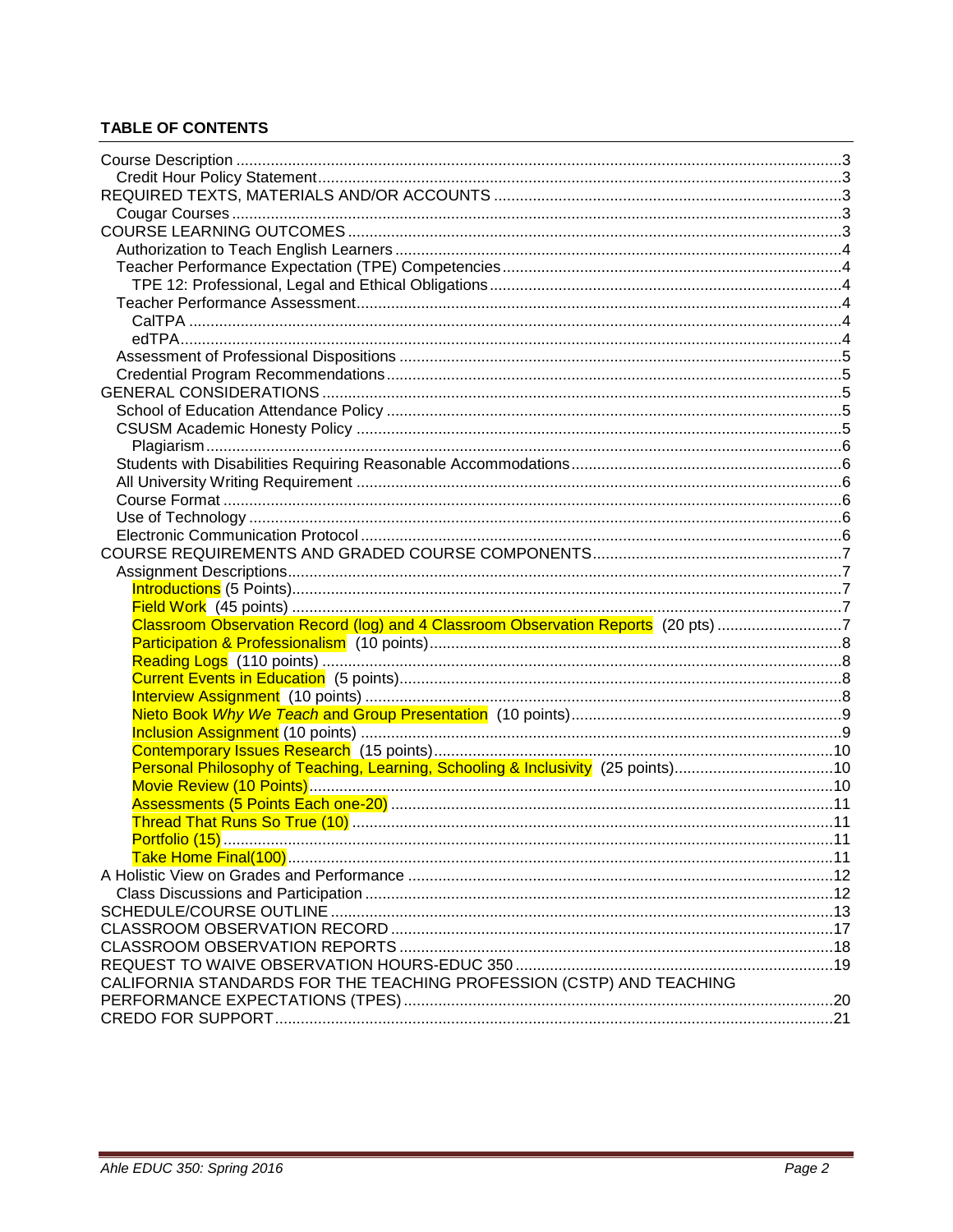## TABLE OF CONTENTS

- Course Description ... 3
  - Credit Hour Policy Statement ... 3
- REQUIRED TEXTS, MATERIALS AND/OR ACCOUNTS ... 3
  - Cougar Courses ... 3
- COURSE LEARNING OUTCOMES ... 3
  - Authorization to Teach English Learners ... 4
  - Teacher Performance Expectation (TPE) Competencies ... 4
    - TPE 12: Professional, Legal and Ethical Obligations ... 4
  - Teacher Performance Assessment ... 4
    - CalTPA ... 4
    - edTPA ... 4
  - Assessment of Professional Dispositions ... 5
  - Credential Program Recommendations ... 5
- GENERAL CONSIDERATIONS ... 5
  - School of Education Attendance Policy ... 5
  - CSUSM Academic Honesty Policy ... 5
    - Plagiarism ... 6
  - Students with Disabilities Requiring Reasonable Accommodations ... 6
  - All University Writing Requirement ... 6
  - Course Format ... 6
  - Use of Technology ... 6
  - Electronic Communication Protocol ... 6
- COURSE REQUIREMENTS AND GRADED COURSE COMPONENTS ... 7
  - Assignment Descriptions ... 7
    - Introductions (5 Points) ... 7
    - Field Work (45 points) ... 7
    - Classroom Observation Record (log) and 4 Classroom Observation Reports (20 pts) ... 7
    - Participation & Professionalism (10 points) ... 8
    - Reading Logs (110 points) ... 8
    - Current Events in Education (5 points) ... 8
    - Interview Assignment (10 points) ... 8
    - Nieto Book *Why We Teach* and Group Presentation (10 points) ... 9
    - Inclusion Assignment (10 points) ... 9
    - Contemporary Issues Research (15 points) ... 10
    - Personal Philosophy of Teaching, Learning, Schooling & Inclusivity (25 points) ... 10
    - Movie Review (10 Points) ... 10
    - Assessments (5 Points Each one-20) ... 11
    - Thread That Runs So True (10) ... 11
    - Portfolio (15) ... 11
    - Take Home Final(100) ... 11
- A Holistic View on Grades and Performance ... 12
  - Class Discussions and Participation ... 12
- SCHEDULE/COURSE OUTLINE ... 13
- CLASSROOM OBSERVATION RECORD ... 17
- CLASSROOM OBSERVATION REPORTS ... 18
- REQUEST TO WAIVE OBSERVATION HOURS-EDUC 350 ... 19
- CALIFORNIA STANDARDS FOR THE TEACHING PROFESSION (CSTP) AND TEACHING PERFORMANCE EXPECTATIONS (TPES) ... 20
- CREDO FOR SUPPORT ... 21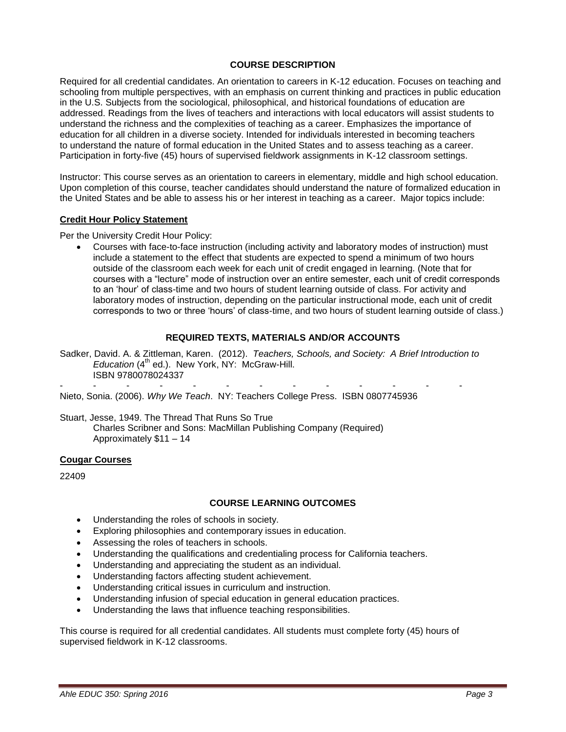## COURSE DESCRIPTION

Required for all credential candidates. An orientation to careers in K-12 education. Focuses on teaching and schooling from multiple perspectives, with an emphasis on current thinking and practices in public education in the U.S. Subjects from the sociological, philosophical, and historical foundations of education are addressed. Readings from the lives of teachers and interactions with local educators will assist students to understand the richness and the complexities of teaching as a career. Emphasizes the importance of education for all children in a diverse society. Intended for individuals interested in becoming teachers to understand the nature of formal education in the United States and to assess teaching as a career. Participation in forty-five (45) hours of supervised fieldwork assignments in K-12 classroom settings.

Instructor: This course serves as an orientation to careers in elementary, middle and high school education. Upon completion of this course, teacher candidates should understand the nature of formalized education in the United States and be able to assess his or her interest in teaching as a career. Major topics include:

### Credit Hour Policy Statement

Per the University Credit Hour Policy:

- Courses with face-to-face instruction (including activity and laboratory modes of instruction) must include a statement to the effect that students are expected to spend a minimum of two hours outside of the classroom each week for each unit of credit engaged in learning. (Note that for courses with a "lecture" mode of instruction over an entire semester, each unit of credit corresponds to an 'hour' of class-time and two hours of student learning outside of class. For activity and laboratory modes of instruction, depending on the particular instructional mode, each unit of credit corresponds to two or three 'hours' of class-time, and two hours of student learning outside of class.)

## REQUIRED TEXTS, MATERIALS AND/OR ACCOUNTS

Sadker, David. A. & Zittleman, Karen. (2012). *Teachers, Schools, and Society: A Brief Introduction to Education* (4th ed.). New York, NY: McGraw-Hill.
ISBN 9780078024337

\- - - - - - - - - - - - - -

Nieto, Sonia. (2006). *Why We Teach*. NY: Teachers College Press. ISBN 0807745936

Stuart, Jesse, 1949. The Thread That Runs So True
Charles Scribner and Sons: MacMillan Publishing Company (Required)
Approximately $11 – 14

### Cougar Courses

22409

## COURSE LEARNING OUTCOMES

- Understanding the roles of schools in society.
- Exploring philosophies and contemporary issues in education.
- Assessing the roles of teachers in schools.
- Understanding the qualifications and credentialing process for California teachers.
- Understanding and appreciating the student as an individual.
- Understanding factors affecting student achievement.
- Understanding critical issues in curriculum and instruction.
- Understanding infusion of special education in general education practices.
- Understanding the laws that influence teaching responsibilities.

This course is required for all credential candidates. All students must complete forty (45) hours of supervised fieldwork in K-12 classrooms.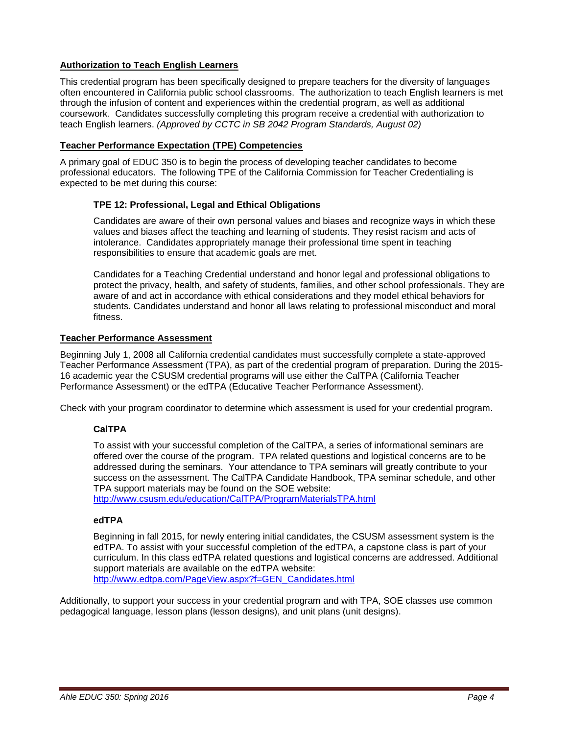## Authorization to Teach English Learners

This credential program has been specifically designed to prepare teachers for the diversity of languages often encountered in California public school classrooms. The authorization to teach English learners is met through the infusion of content and experiences within the credential program, as well as additional coursework. Candidates successfully completing this program receive a credential with authorization to teach English learners. *(Approved by CCTC in SB 2042 Program Standards, August 02)*

## Teacher Performance Expectation (TPE) Competencies

A primary goal of EDUC 350 is to begin the process of developing teacher candidates to become professional educators. The following TPE of the California Commission for Teacher Credentialing is expected to be met during this course:

### TPE 12: Professional, Legal and Ethical Obligations

Candidates are aware of their own personal values and biases and recognize ways in which these values and biases affect the teaching and learning of students. They resist racism and acts of intolerance. Candidates appropriately manage their professional time spent in teaching responsibilities to ensure that academic goals are met.

Candidates for a Teaching Credential understand and honor legal and professional obligations to protect the privacy, health, and safety of students, families, and other school professionals. They are aware of and act in accordance with ethical considerations and they model ethical behaviors for students. Candidates understand and honor all laws relating to professional misconduct and moral fitness.

## Teacher Performance Assessment

Beginning July 1, 2008 all California credential candidates must successfully complete a state-approved Teacher Performance Assessment (TPA), as part of the credential program of preparation. During the 2015-16 academic year the CSUSM credential programs will use either the CalTPA (California Teacher Performance Assessment) or the edTPA (Educative Teacher Performance Assessment).

Check with your program coordinator to determine which assessment is used for your credential program.

### CalTPA

To assist with your successful completion of the CalTPA, a series of informational seminars are offered over the course of the program. TPA related questions and logistical concerns are to be addressed during the seminars. Your attendance to TPA seminars will greatly contribute to your success on the assessment. The CalTPA Candidate Handbook, TPA seminar schedule, and other TPA support materials may be found on the SOE website:
http://www.csusm.edu/education/CalTPA/ProgramMaterialsTPA.html

### edTPA

Beginning in fall 2015, for newly entering initial candidates, the CSUSM assessment system is the edTPA. To assist with your successful completion of the edTPA, a capstone class is part of your curriculum. In this class edTPA related questions and logistical concerns are addressed. Additional support materials are available on the edTPA website:
http://www.edtpa.com/PageView.aspx?f=GEN_Candidates.html

Additionally, to support your success in your credential program and with TPA, SOE classes use common pedagogical language, lesson plans (lesson designs), and unit plans (unit designs).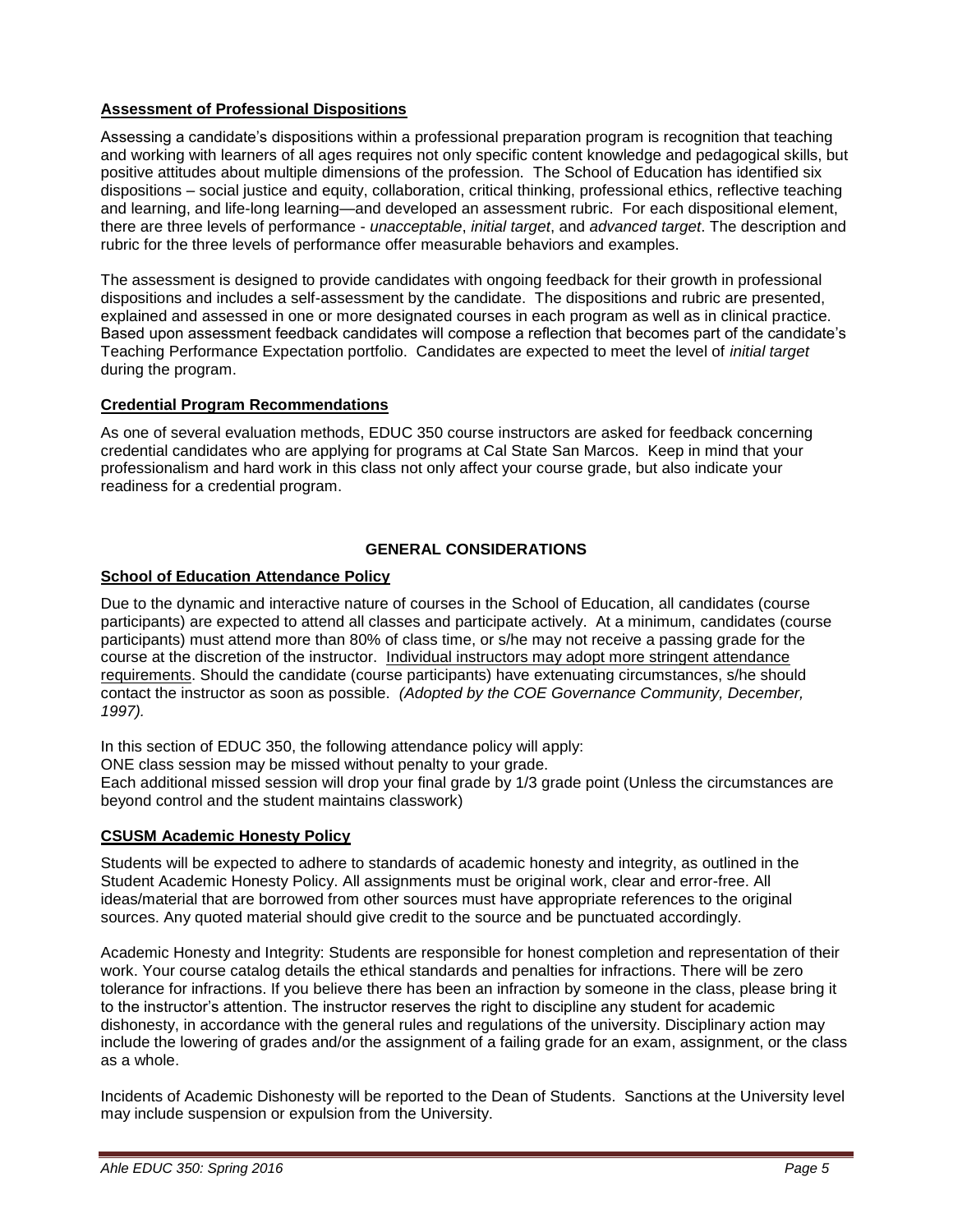## **Assessment of Professional Dispositions**

Assessing a candidate's dispositions within a professional preparation program is recognition that teaching and working with learners of all ages requires not only specific content knowledge and pedagogical skills, but positive attitudes about multiple dimensions of the profession. The School of Education has identified six dispositions – social justice and equity, collaboration, critical thinking, professional ethics, reflective teaching and learning, and life-long learning—and developed an assessment rubric. For each dispositional element, there are three levels of performance - *unacceptable*, *initial target*, and *advanced target*. The description and rubric for the three levels of performance offer measurable behaviors and examples.

The assessment is designed to provide candidates with ongoing feedback for their growth in professional dispositions and includes a self-assessment by the candidate. The dispositions and rubric are presented, explained and assessed in one or more designated courses in each program as well as in clinical practice. Based upon assessment feedback candidates will compose a reflection that becomes part of the candidate's Teaching Performance Expectation portfolio. Candidates are expected to meet the level of *initial target* during the program.

## **Credential Program Recommendations**

As one of several evaluation methods, EDUC 350 course instructors are asked for feedback concerning credential candidates who are applying for programs at Cal State San Marcos. Keep in mind that your professionalism and hard work in this class not only affect your course grade, but also indicate your readiness for a credential program.

# **GENERAL CONSIDERATIONS**

## **School of Education Attendance Policy**

Due to the dynamic and interactive nature of courses in the School of Education, all candidates (course participants) are expected to attend all classes and participate actively. At a minimum, candidates (course participants) must attend more than 80% of class time, or s/he may not receive a passing grade for the course at the discretion of the instructor. Individual instructors may adopt more stringent attendance requirements. Should the candidate (course participants) have extenuating circumstances, s/he should contact the instructor as soon as possible. *(Adopted by the COE Governance Community, December, 1997).*

In this section of EDUC 350, the following attendance policy will apply:
ONE class session may be missed without penalty to your grade.
Each additional missed session will drop your final grade by 1/3 grade point (Unless the circumstances are beyond control and the student maintains classwork)

## **CSUSM Academic Honesty Policy**

Students will be expected to adhere to standards of academic honesty and integrity, as outlined in the Student Academic Honesty Policy. All assignments must be original work, clear and error-free. All ideas/material that are borrowed from other sources must have appropriate references to the original sources. Any quoted material should give credit to the source and be punctuated accordingly.

Academic Honesty and Integrity: Students are responsible for honest completion and representation of their work. Your course catalog details the ethical standards and penalties for infractions. There will be zero tolerance for infractions. If you believe there has been an infraction by someone in the class, please bring it to the instructor's attention. The instructor reserves the right to discipline any student for academic dishonesty, in accordance with the general rules and regulations of the university. Disciplinary action may include the lowering of grades and/or the assignment of a failing grade for an exam, assignment, or the class as a whole.

Incidents of Academic Dishonesty will be reported to the Dean of Students. Sanctions at the University level may include suspension or expulsion from the University.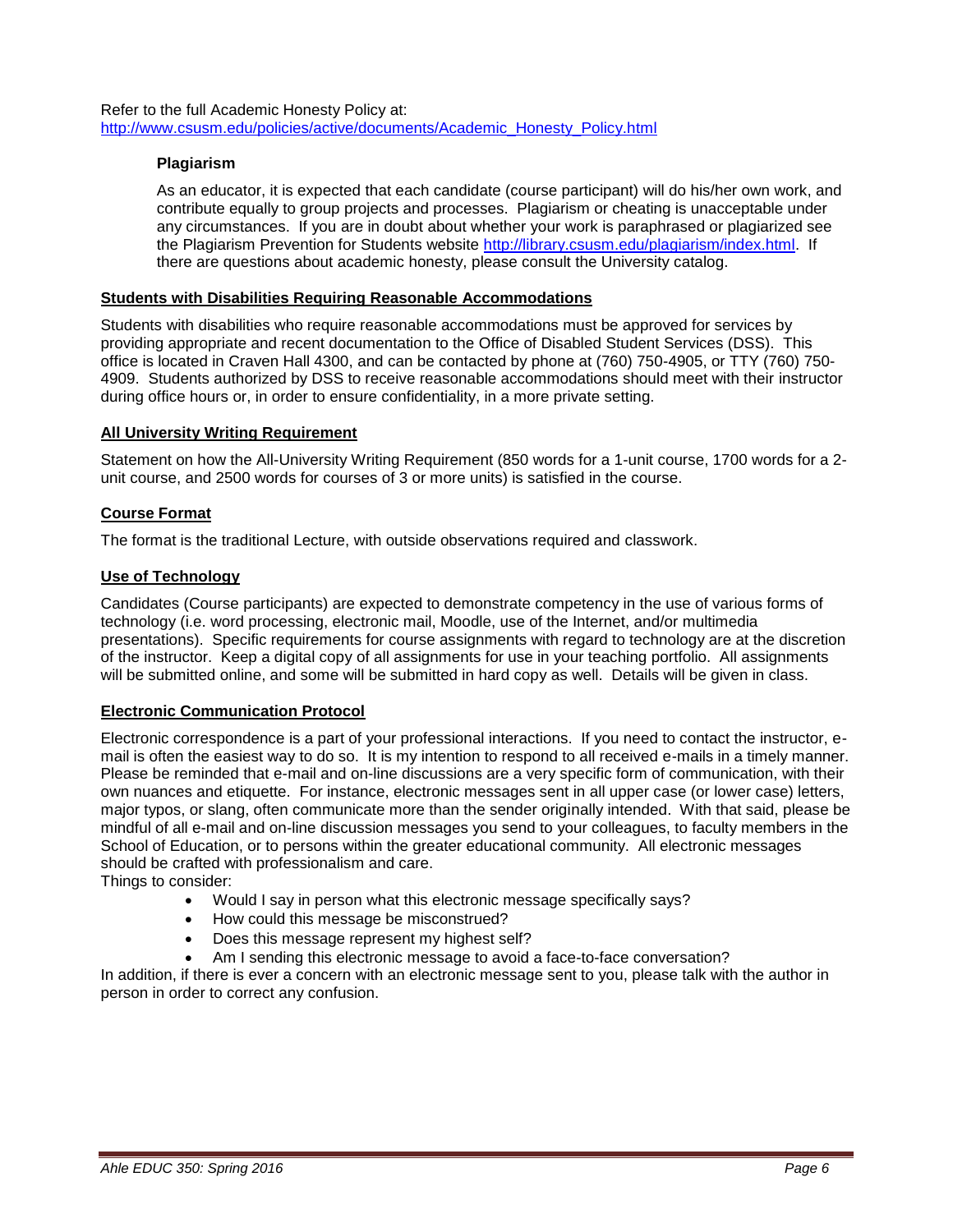Refer to the full Academic Honesty Policy at:
http://www.csusm.edu/policies/active/documents/Academic_Honesty_Policy.html

### Plagiarism

As an educator, it is expected that each candidate (course participant) will do his/her own work, and contribute equally to group projects and processes. Plagiarism or cheating is unacceptable under any circumstances. If you are in doubt about whether your work is paraphrased or plagiarized see the Plagiarism Prevention for Students website http://library.csusm.edu/plagiarism/index.html. If there are questions about academic honesty, please consult the University catalog.

## Students with Disabilities Requiring Reasonable Accommodations

Students with disabilities who require reasonable accommodations must be approved for services by providing appropriate and recent documentation to the Office of Disabled Student Services (DSS). This office is located in Craven Hall 4300, and can be contacted by phone at (760) 750-4905, or TTY (760) 750-4909. Students authorized by DSS to receive reasonable accommodations should meet with their instructor during office hours or, in order to ensure confidentiality, in a more private setting.

## All University Writing Requirement

Statement on how the All-University Writing Requirement (850 words for a 1-unit course, 1700 words for a 2-unit course, and 2500 words for courses of 3 or more units) is satisfied in the course.

## Course Format

The format is the traditional Lecture, with outside observations required and classwork.

## Use of Technology

Candidates (Course participants) are expected to demonstrate competency in the use of various forms of technology (i.e. word processing, electronic mail, Moodle, use of the Internet, and/or multimedia presentations). Specific requirements for course assignments with regard to technology are at the discretion of the instructor. Keep a digital copy of all assignments for use in your teaching portfolio. All assignments will be submitted online, and some will be submitted in hard copy as well. Details will be given in class.

## Electronic Communication Protocol

Electronic correspondence is a part of your professional interactions. If you need to contact the instructor, e-mail is often the easiest way to do so. It is my intention to respond to all received e-mails in a timely manner. Please be reminded that e-mail and on-line discussions are a very specific form of communication, with their own nuances and etiquette. For instance, electronic messages sent in all upper case (or lower case) letters, major typos, or slang, often communicate more than the sender originally intended. With that said, please be mindful of all e-mail and on-line discussion messages you send to your colleagues, to faculty members in the School of Education, or to persons within the greater educational community. All electronic messages should be crafted with professionalism and care.

Things to consider:

- Would I say in person what this electronic message specifically says?
- How could this message be misconstrued?
- Does this message represent my highest self?
- Am I sending this electronic message to avoid a face-to-face conversation?

In addition, if there is ever a concern with an electronic message sent to you, please talk with the author in person in order to correct any confusion.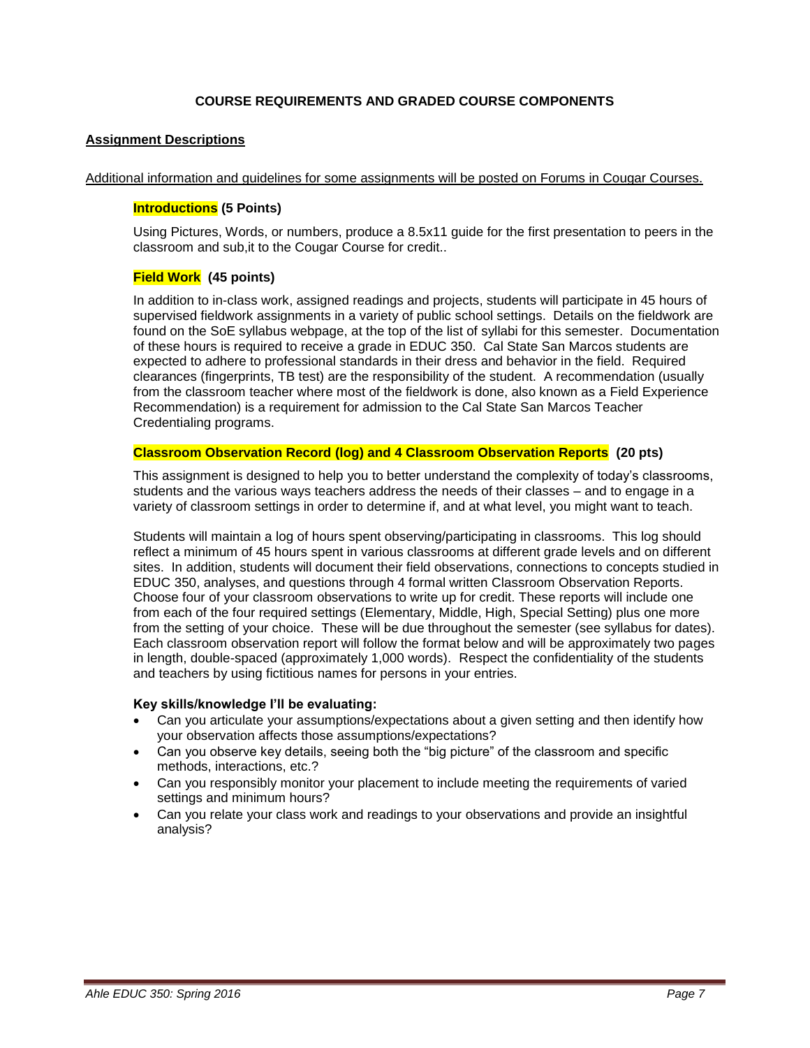## COURSE REQUIREMENTS AND GRADED COURSE COMPONENTS

### Assignment Descriptions

Additional information and guidelines for some assignments will be posted on Forums in Cougar Courses.

**Introductions (5 Points)**

Using Pictures, Words, or numbers, produce a 8.5x11 guide for the first presentation to peers in the classroom and sub,it to the Cougar Course for credit..

**Field Work (45 points)**

In addition to in-class work, assigned readings and projects, students will participate in 45 hours of supervised fieldwork assignments in a variety of public school settings. Details on the fieldwork are found on the SoE syllabus webpage, at the top of the list of syllabi for this semester. Documentation of these hours is required to receive a grade in EDUC 350. Cal State San Marcos students are expected to adhere to professional standards in their dress and behavior in the field. Required clearances (fingerprints, TB test) are the responsibility of the student. A recommendation (usually from the classroom teacher where most of the fieldwork is done, also known as a Field Experience Recommendation) is a requirement for admission to the Cal State San Marcos Teacher Credentialing programs.

**Classroom Observation Record (log) and 4 Classroom Observation Reports (20 pts)**

This assignment is designed to help you to better understand the complexity of today's classrooms, students and the various ways teachers address the needs of their classes – and to engage in a variety of classroom settings in order to determine if, and at what level, you might want to teach.

Students will maintain a log of hours spent observing/participating in classrooms. This log should reflect a minimum of 45 hours spent in various classrooms at different grade levels and on different sites. In addition, students will document their field observations, connections to concepts studied in EDUC 350, analyses, and questions through 4 formal written Classroom Observation Reports. Choose four of your classroom observations to write up for credit. These reports will include one from each of the four required settings (Elementary, Middle, High, Special Setting) plus one more from the setting of your choice. These will be due throughout the semester (see syllabus for dates). Each classroom observation report will follow the format below and will be approximately two pages in length, double-spaced (approximately 1,000 words). Respect the confidentiality of the students and teachers by using fictitious names for persons in your entries.

**Key skills/knowledge I'll be evaluating:**

- Can you articulate your assumptions/expectations about a given setting and then identify how your observation affects those assumptions/expectations?
- Can you observe key details, seeing both the "big picture" of the classroom and specific methods, interactions, etc.?
- Can you responsibly monitor your placement to include meeting the requirements of varied settings and minimum hours?
- Can you relate your class work and readings to your observations and provide an insightful analysis?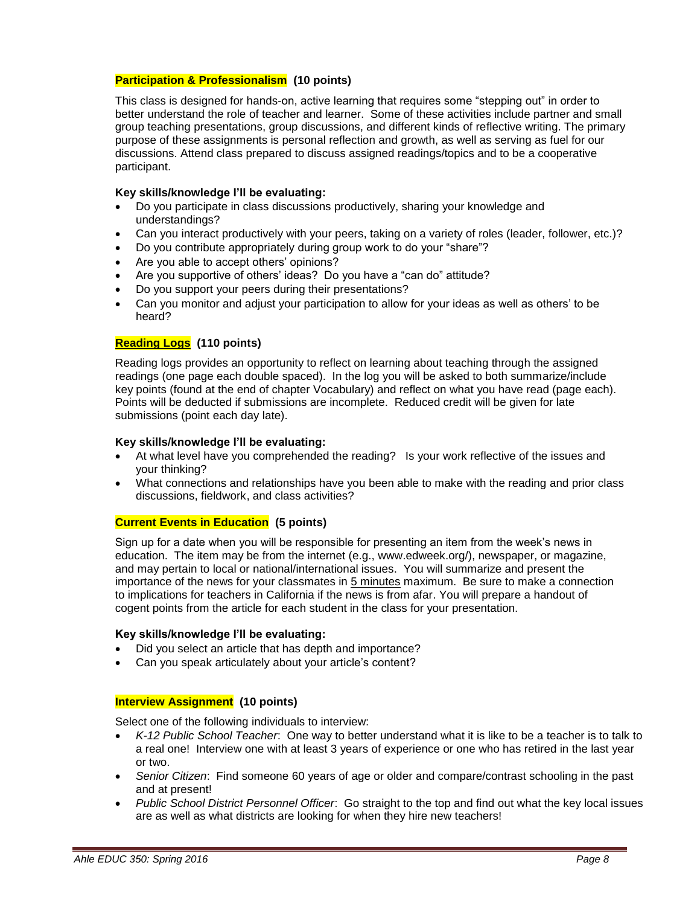**Participation & Professionalism (10 points)**

This class is designed for hands-on, active learning that requires some "stepping out" in order to better understand the role of teacher and learner. Some of these activities include partner and small group teaching presentations, group discussions, and different kinds of reflective writing. The primary purpose of these assignments is personal reflection and growth, as well as serving as fuel for our discussions. Attend class prepared to discuss assigned readings/topics and to be a cooperative participant.

**Key skills/knowledge I'll be evaluating:**

- Do you participate in class discussions productively, sharing your knowledge and understandings?
- Can you interact productively with your peers, taking on a variety of roles (leader, follower, etc.)?
- Do you contribute appropriately during group work to do your "share"?
- Are you able to accept others' opinions?
- Are you supportive of others' ideas? Do you have a "can do" attitude?
- Do you support your peers during their presentations?
- Can you monitor and adjust your participation to allow for your ideas as well as others' to be heard?

**Reading Logs (110 points)**

Reading logs provides an opportunity to reflect on learning about teaching through the assigned readings (one page each double spaced). In the log you will be asked to both summarize/include key points (found at the end of chapter Vocabulary) and reflect on what you have read (page each). Points will be deducted if submissions are incomplete. Reduced credit will be given for late submissions (point each day late).

**Key skills/knowledge I'll be evaluating:**

- At what level have you comprehended the reading? Is your work reflective of the issues and your thinking?
- What connections and relationships have you been able to make with the reading and prior class discussions, fieldwork, and class activities?

**Current Events in Education (5 points)**

Sign up for a date when you will be responsible for presenting an item from the week's news in education. The item may be from the internet (e.g., www.edweek.org/), newspaper, or magazine, and may pertain to local or national/international issues. You will summarize and present the importance of the news for your classmates in 5 minutes maximum. Be sure to make a connection to implications for teachers in California if the news is from afar. You will prepare a handout of cogent points from the article for each student in the class for your presentation.

**Key skills/knowledge I'll be evaluating:**

- Did you select an article that has depth and importance?
- Can you speak articulately about your article's content?

**Interview Assignment (10 points)**

Select one of the following individuals to interview:

- *K-12 Public School Teacher*: One way to better understand what it is like to be a teacher is to talk to a real one! Interview one with at least 3 years of experience or one who has retired in the last year or two.
- *Senior Citizen*: Find someone 60 years of age or older and compare/contrast schooling in the past and at present!
- *Public School District Personnel Officer*: Go straight to the top and find out what the key local issues are as well as what districts are looking for when they hire new teachers!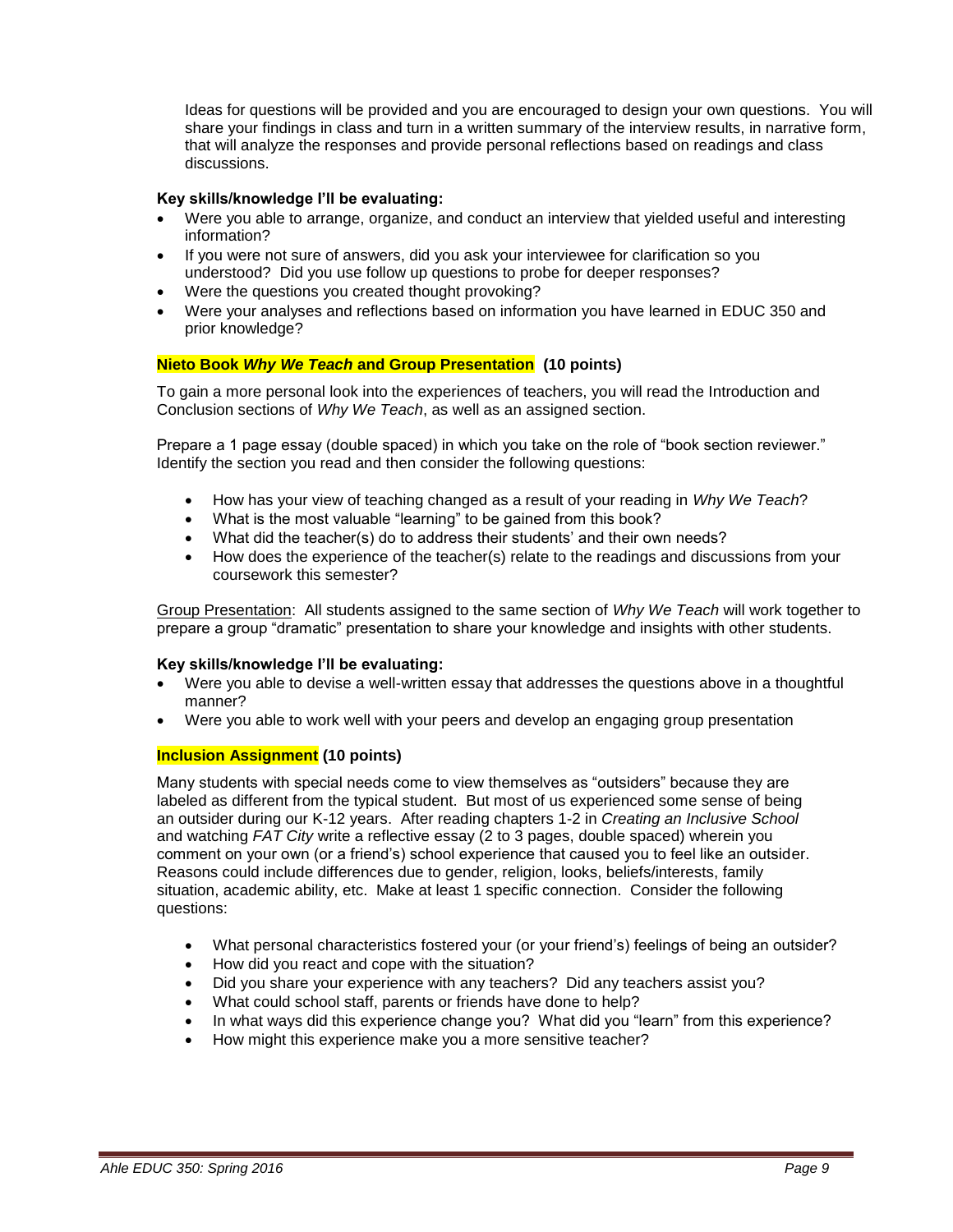Ideas for questions will be provided and you are encouraged to design your own questions. You will share your findings in class and turn in a written summary of the interview results, in narrative form, that will analyze the responses and provide personal reflections based on readings and class discussions.

**Key skills/knowledge I'll be evaluating:**

- Were you able to arrange, organize, and conduct an interview that yielded useful and interesting information?
- If you were not sure of answers, did you ask your interviewee for clarification so you understood? Did you use follow up questions to probe for deeper responses?
- Were the questions you created thought provoking?
- Were your analyses and reflections based on information you have learned in EDUC 350 and prior knowledge?

**Nieto Book *Why We Teach* and Group Presentation (10 points)**

To gain a more personal look into the experiences of teachers, you will read the Introduction and Conclusion sections of *Why We Teach*, as well as an assigned section.

Prepare a 1 page essay (double spaced) in which you take on the role of "book section reviewer." Identify the section you read and then consider the following questions:

- How has your view of teaching changed as a result of your reading in *Why We Teach*?
- What is the most valuable "learning" to be gained from this book?
- What did the teacher(s) do to address their students' and their own needs?
- How does the experience of the teacher(s) relate to the readings and discussions from your coursework this semester?

Group Presentation: All students assigned to the same section of *Why We Teach* will work together to prepare a group "dramatic" presentation to share your knowledge and insights with other students.

**Key skills/knowledge I'll be evaluating:**

- Were you able to devise a well-written essay that addresses the questions above in a thoughtful manner?
- Were you able to work well with your peers and develop an engaging group presentation

**Inclusion Assignment (10 points)**

Many students with special needs come to view themselves as "outsiders" because they are labeled as different from the typical student. But most of us experienced some sense of being an outsider during our K-12 years. After reading chapters 1-2 in *Creating an Inclusive School* and watching *FAT City* write a reflective essay (2 to 3 pages, double spaced) wherein you comment on your own (or a friend's) school experience that caused you to feel like an outsider. Reasons could include differences due to gender, religion, looks, beliefs/interests, family situation, academic ability, etc. Make at least 1 specific connection. Consider the following questions:

- What personal characteristics fostered your (or your friend's) feelings of being an outsider?
- How did you react and cope with the situation?
- Did you share your experience with any teachers? Did any teachers assist you?
- What could school staff, parents or friends have done to help?
- In what ways did this experience change you? What did you "learn" from this experience?
- How might this experience make you a more sensitive teacher?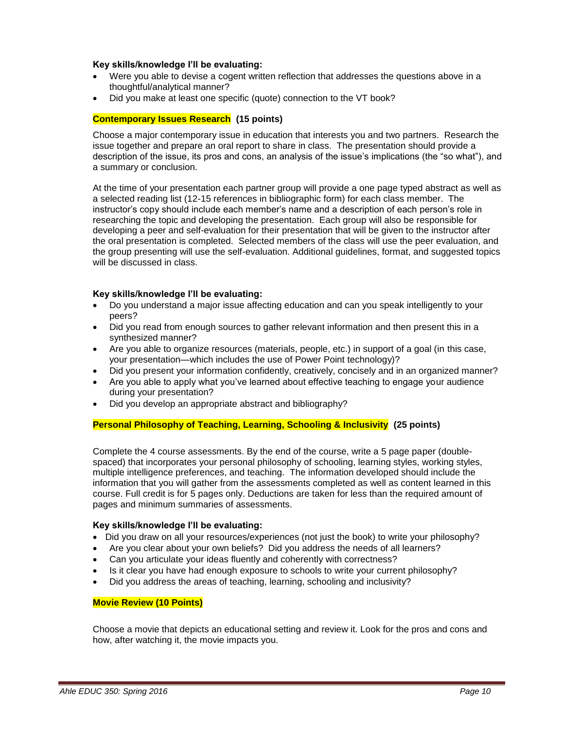**Key skills/knowledge I'll be evaluating:**

- Were you able to devise a cogent written reflection that addresses the questions above in a thoughtful/analytical manner?
- Did you make at least one specific (quote) connection to the VT book?

### Contemporary Issues Research (15 points)

Choose a major contemporary issue in education that interests you and two partners. Research the issue together and prepare an oral report to share in class. The presentation should provide a description of the issue, its pros and cons, an analysis of the issue's implications (the "so what"), and a summary or conclusion.

At the time of your presentation each partner group will provide a one page typed abstract as well as a selected reading list (12-15 references in bibliographic form) for each class member. The instructor's copy should include each member's name and a description of each person's role in researching the topic and developing the presentation. Each group will also be responsible for developing a peer and self-evaluation for their presentation that will be given to the instructor after the oral presentation is completed. Selected members of the class will use the peer evaluation, and the group presenting will use the self-evaluation. Additional guidelines, format, and suggested topics will be discussed in class.

**Key skills/knowledge I'll be evaluating:**

- Do you understand a major issue affecting education and can you speak intelligently to your peers?
- Did you read from enough sources to gather relevant information and then present this in a synthesized manner?
- Are you able to organize resources (materials, people, etc.) in support of a goal (in this case, your presentation—which includes the use of Power Point technology)?
- Did you present your information confidently, creatively, concisely and in an organized manner?
- Are you able to apply what you've learned about effective teaching to engage your audience during your presentation?
- Did you develop an appropriate abstract and bibliography?

### Personal Philosophy of Teaching, Learning, Schooling & Inclusivity (25 points)

Complete the 4 course assessments. By the end of the course, write a 5 page paper (double-spaced) that incorporates your personal philosophy of schooling, learning styles, working styles, multiple intelligence preferences, and teaching. The information developed should include the information that you will gather from the assessments completed as well as content learned in this course. Full credit is for 5 pages only. Deductions are taken for less than the required amount of pages and minimum summaries of assessments.

**Key skills/knowledge I'll be evaluating:**

- Did you draw on all your resources/experiences (not just the book) to write your philosophy?
- Are you clear about your own beliefs? Did you address the needs of all learners?
- Can you articulate your ideas fluently and coherently with correctness?
- Is it clear you have had enough exposure to schools to write your current philosophy?
- Did you address the areas of teaching, learning, schooling and inclusivity?

### Movie Review (10 Points)

Choose a movie that depicts an educational setting and review it. Look for the pros and cons and how, after watching it, the movie impacts you.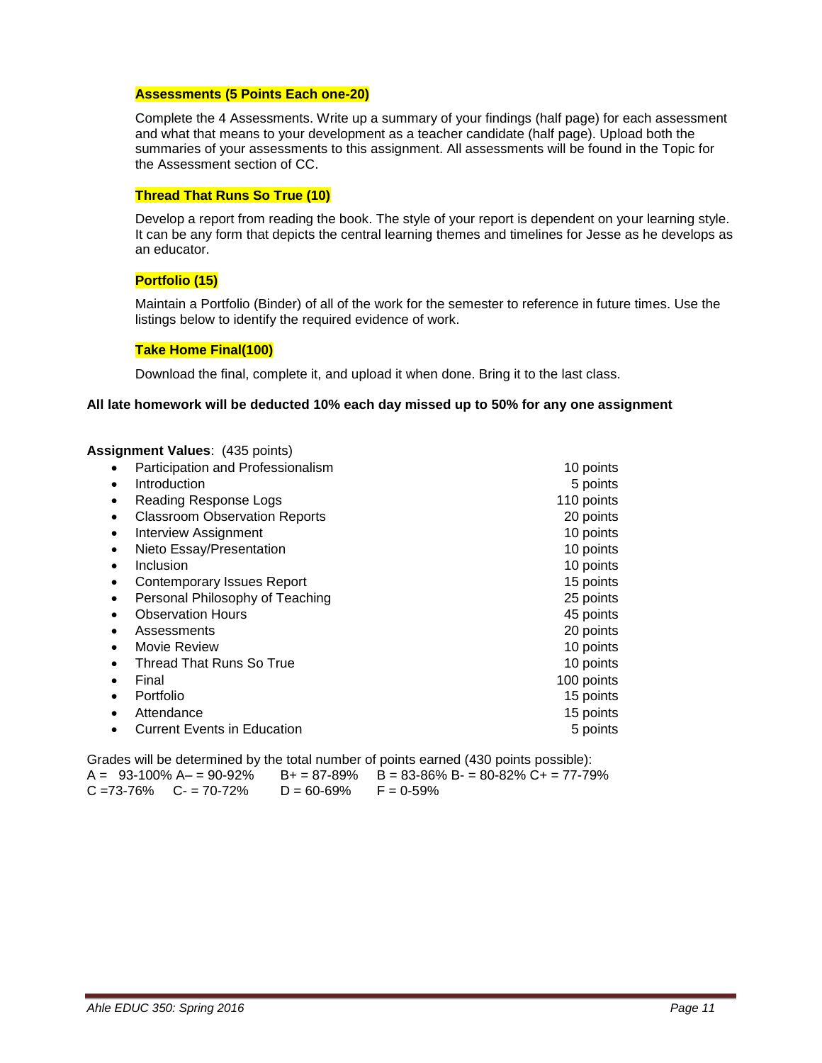**Assessments (5 Points Each one-20)**

Complete the 4 Assessments. Write up a summary of your findings (half page) for each assessment and what that means to your development as a teacher candidate (half page). Upload both the summaries of your assessments to this assignment. All assessments will be found in the Topic for the Assessment section of CC.

**Thread That Runs So True (10)**

Develop a report from reading the book. The style of your report is dependent on your learning style. It can be any form that depicts the central learning themes and timelines for Jesse as he develops as an educator.

**Portfolio (15)**

Maintain a Portfolio (Binder) of all of the work for the semester to reference in future times. Use the listings below to identify the required evidence of work.

**Take Home Final(100)**

Download the final, complete it, and upload it when done. Bring it to the last class.

**All late homework will be deducted 10% each day missed up to 50% for any one assignment**

**Assignment Values**: (435 points)

- Participation and Professionalism — 10 points
- Introduction — 5 points
- Reading Response Logs — 110 points
- Classroom Observation Reports — 20 points
- Interview Assignment — 10 points
- Nieto Essay/Presentation — 10 points
- Inclusion — 10 points
- Contemporary Issues Report — 15 points
- Personal Philosophy of Teaching — 25 points
- Observation Hours — 45 points
- Assessments — 20 points
- Movie Review — 10 points
- Thread That Runs So True — 10 points
- Final — 100 points
- Portfolio — 15 points
- Attendance — 15 points
- Current Events in Education — 5 points

Grades will be determined by the total number of points earned (430 points possible):
A = 93-100% A– = 90-92% B+ = 87-89% B = 83-86% B- = 80-82% C+ = 77-79%
C =73-76% C- = 70-72% D = 60-69% F = 0-59%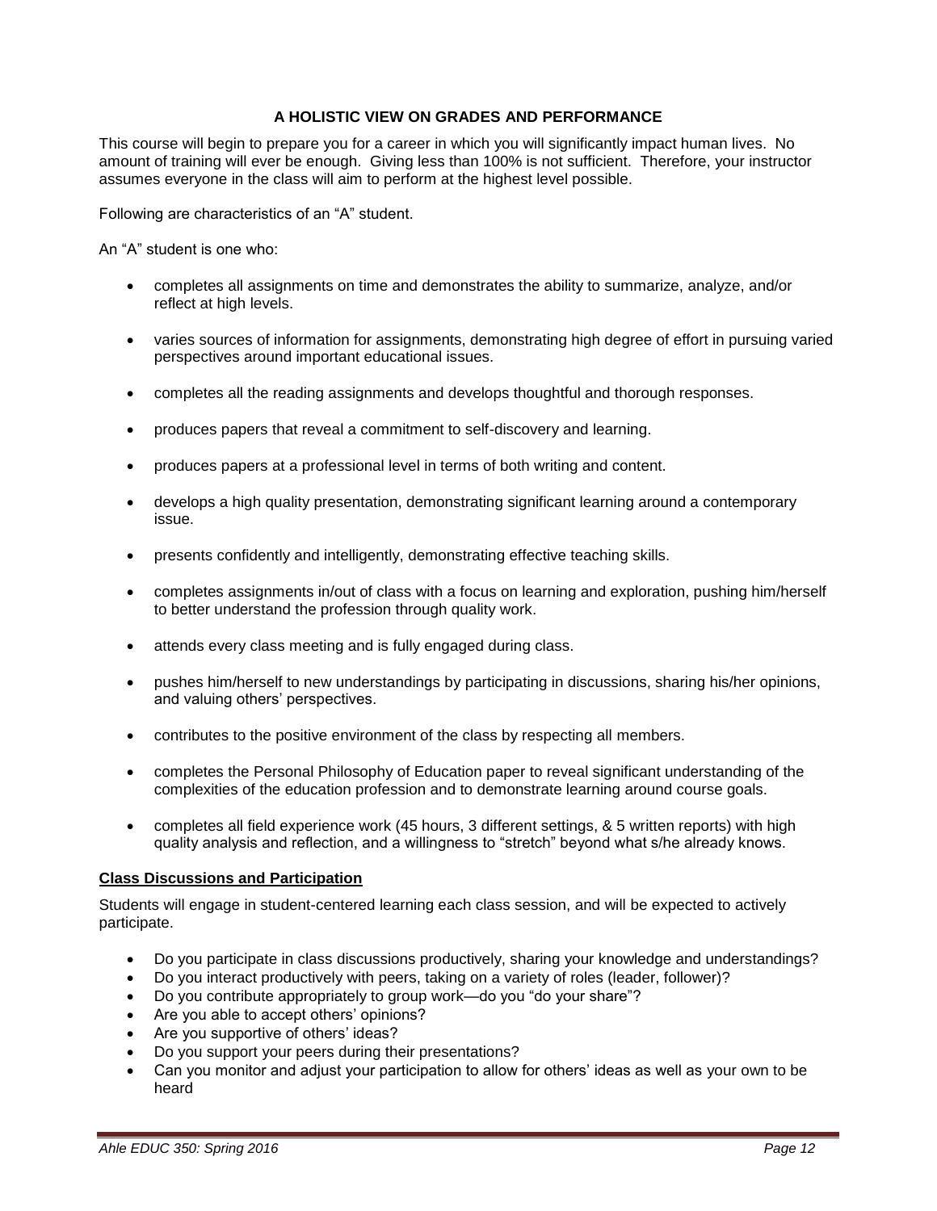## A HOLISTIC VIEW ON GRADES AND PERFORMANCE

This course will begin to prepare you for a career in which you will significantly impact human lives. No amount of training will ever be enough. Giving less than 100% is not sufficient. Therefore, your instructor assumes everyone in the class will aim to perform at the highest level possible.

Following are characteristics of an "A" student.

An "A" student is one who:

- completes all assignments on time and demonstrates the ability to summarize, analyze, and/or reflect at high levels.
- varies sources of information for assignments, demonstrating high degree of effort in pursuing varied perspectives around important educational issues.
- completes all the reading assignments and develops thoughtful and thorough responses.
- produces papers that reveal a commitment to self-discovery and learning.
- produces papers at a professional level in terms of both writing and content.
- develops a high quality presentation, demonstrating significant learning around a contemporary issue.
- presents confidently and intelligently, demonstrating effective teaching skills.
- completes assignments in/out of class with a focus on learning and exploration, pushing him/herself to better understand the profession through quality work.
- attends every class meeting and is fully engaged during class.
- pushes him/herself to new understandings by participating in discussions, sharing his/her opinions, and valuing others' perspectives.
- contributes to the positive environment of the class by respecting all members.
- completes the Personal Philosophy of Education paper to reveal significant understanding of the complexities of the education profession and to demonstrate learning around course goals.
- completes all field experience work (45 hours, 3 different settings, & 5 written reports) with high quality analysis and reflection, and a willingness to "stretch" beyond what s/he already knows.

### Class Discussions and Participation

Students will engage in student-centered learning each class session, and will be expected to actively participate.

- Do you participate in class discussions productively, sharing your knowledge and understandings?
- Do you interact productively with peers, taking on a variety of roles (leader, follower)?
- Do you contribute appropriately to group work—do you "do your share"?
- Are you able to accept others' opinions?
- Are you supportive of others' ideas?
- Do you support your peers during their presentations?
- Can you monitor and adjust your participation to allow for others' ideas as well as your own to be heard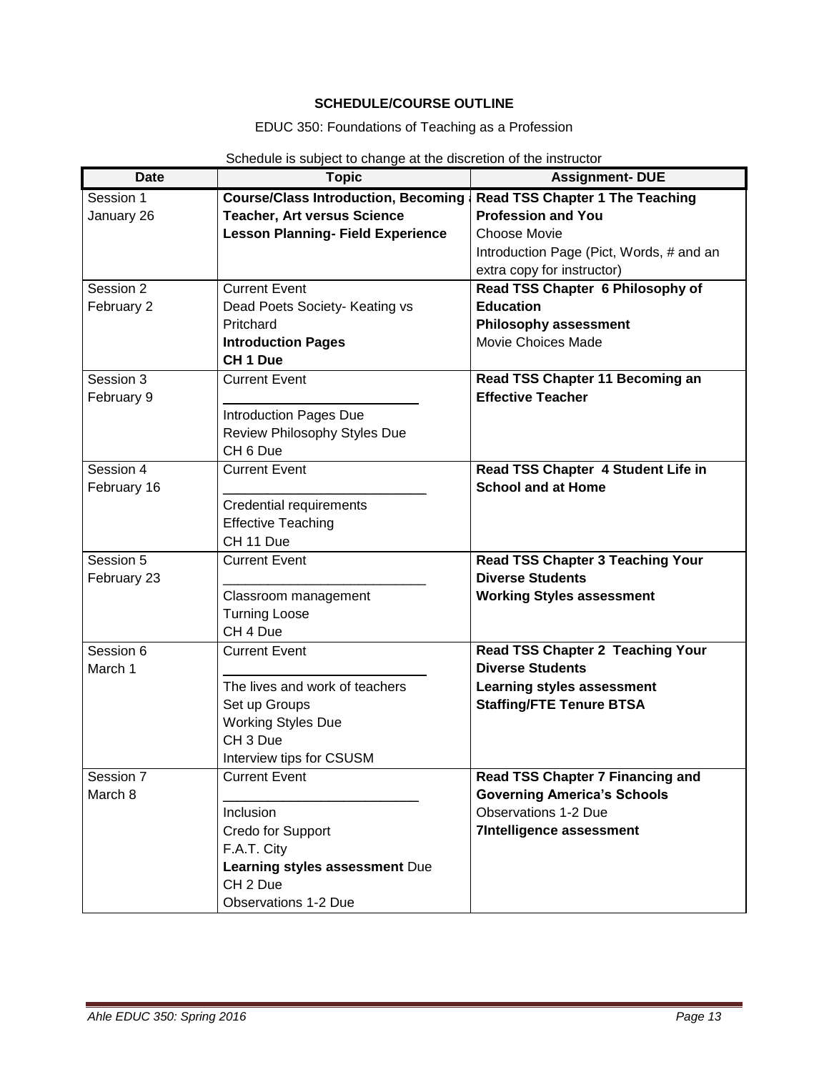**SCHEDULE/COURSE OUTLINE**

EDUC 350: Foundations of Teaching as a Profession

Schedule is subject to change at the discretion of the instructor

| Date | Topic | Assignment- DUE |
|---|---|---|
| Session 1<br>January 26 | **Course/Class Introduction, Becoming a Teacher, Art versus Science Lesson Planning- Field Experience** | **Read TSS Chapter 1 The Teaching Profession and You**<br>Choose Movie<br>Introduction Page (Pict, Words, # and an extra copy for instructor) |
| Session 2<br>February 2 | Current Event<br>Dead Poets Society- Keating vs Pritchard<br>**Introduction Pages**<br>**CH 1 Due** | **Read TSS Chapter 6 Philosophy of Education**<br>**Philosophy assessment**<br>Movie Choices Made |
| Session 3<br>February 9 | Current Event<br>___________________________<br>Introduction Pages Due<br>Review Philosophy Styles Due<br>CH 6 Due | **Read TSS Chapter 11 Becoming an Effective Teacher** |
| Session 4<br>February 16 | Current Event<br>___________________________<br>Credential requirements<br>Effective Teaching<br>CH 11 Due | **Read TSS Chapter 4 Student Life in School and at Home** |
| Session 5<br>February 23 | Current Event<br>___________________________<br>Classroom management<br>Turning Loose<br>CH 4 Due | **Read TSS Chapter 3 Teaching Your Diverse Students**<br>**Working Styles assessment** |
| Session 6<br>March 1 | Current Event<br>___________________________<br>The lives and work of teachers<br>Set up Groups<br>Working Styles Due<br>CH 3 Due<br>Interview tips for CSUSM | **Read TSS Chapter 2 Teaching Your Diverse Students**<br>**Learning styles assessment**<br>**Staffing/FTE Tenure BTSA** |
| Session 7<br>March 8 | Current Event<br>___________________________<br>Inclusion<br>Credo for Support<br>F.A.T. City<br>**Learning styles assessment** Due<br>CH 2 Due<br>Observations 1-2 Due | **Read TSS Chapter 7 Financing and Governing America's Schools**<br>Observations 1-2 Due<br>**7Intelligence assessment** |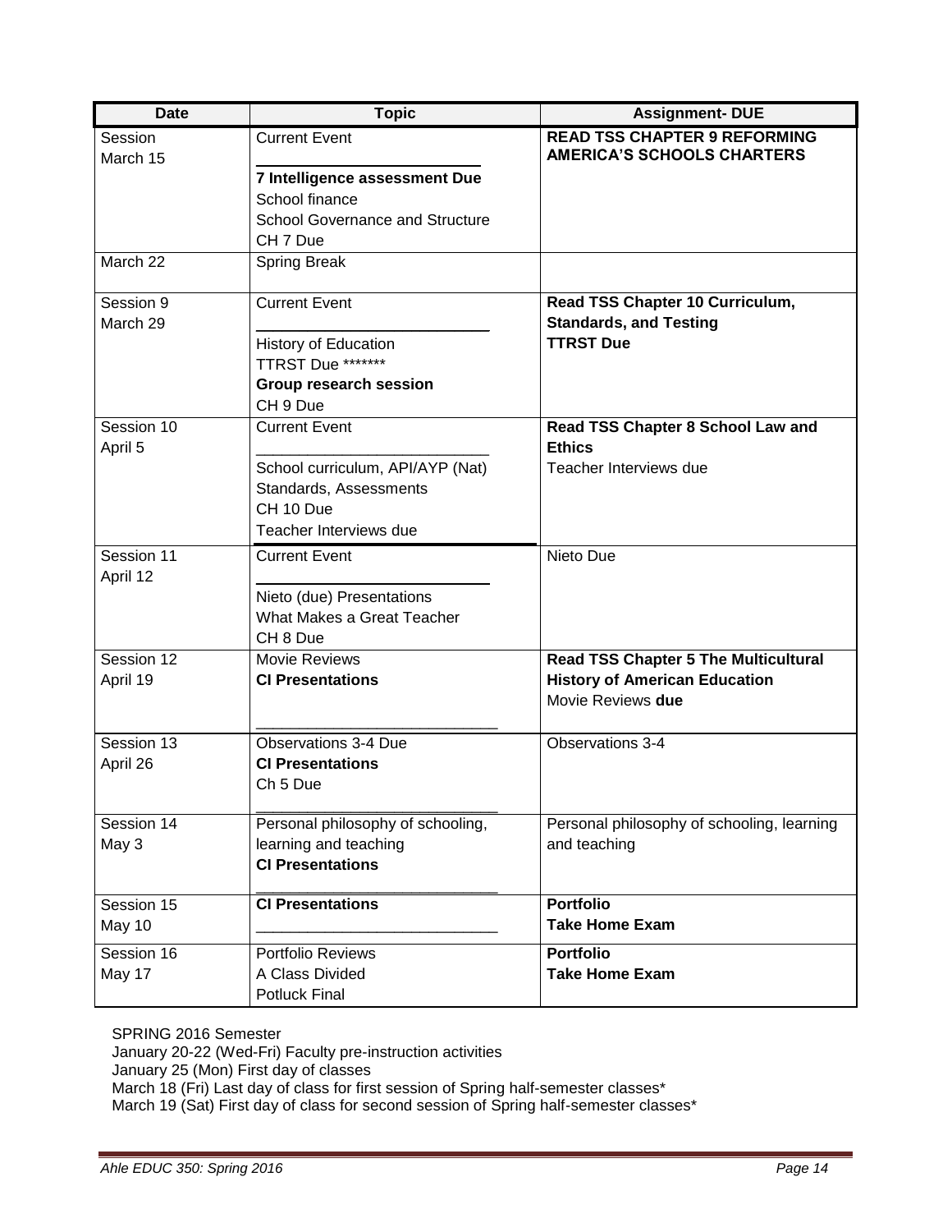| Date | Topic | Assignment- DUE |
|---|---|---|
| Session<br>March 15 | Current Event<br>**7 Intelligence assessment Due**<br>School finance<br>School Governance and Structure<br>CH 7 Due | **READ TSS CHAPTER 9 REFORMING AMERICA'S SCHOOLS CHARTERS** |
| March 22 | Spring Break | |
| Session 9<br>March 29 | Current Event<br>History of Education<br>TTRST Due *******<br>**Group research session**<br>CH 9 Due | **Read TSS Chapter 10 Curriculum, Standards, and Testing**<br>**TTRST Due** |
| Session 10<br>April 5 | Current Event<br>School curriculum, API/AYP (Nat)<br>Standards, Assessments<br>CH 10 Due<br>Teacher Interviews due | **Read TSS Chapter 8 School Law and Ethics**<br>Teacher Interviews due |
| Session 11<br>April 12 | Current Event<br>Nieto (due) Presentations<br>What Makes a Great Teacher<br>CH 8 Due | Nieto Due |
| Session 12<br>April 19 | Movie Reviews<br>**CI Presentations** | **Read TSS Chapter 5 The Multicultural History of American Education**<br>Movie Reviews **due** |
| Session 13<br>April 26 | Observations 3-4 Due<br>**CI Presentations**<br>Ch 5 Due | Observations 3-4 |
| Session 14<br>May 3 | Personal philosophy of schooling, learning and teaching<br>**CI Presentations** | Personal philosophy of schooling, learning and teaching |
| Session 15<br>May 10 | **CI Presentations** | **Portfolio**<br>**Take Home Exam** |
| Session 16<br>May 17 | Portfolio Reviews<br>A Class Divided<br>Potluck Final | **Portfolio**<br>**Take Home Exam** |

SPRING 2016 Semester
January 20-22 (Wed-Fri) Faculty pre-instruction activities
January 25 (Mon) First day of classes
March 18 (Fri) Last day of class for first session of Spring half-semester classes*
March 19 (Sat) First day of class for second session of Spring half-semester classes*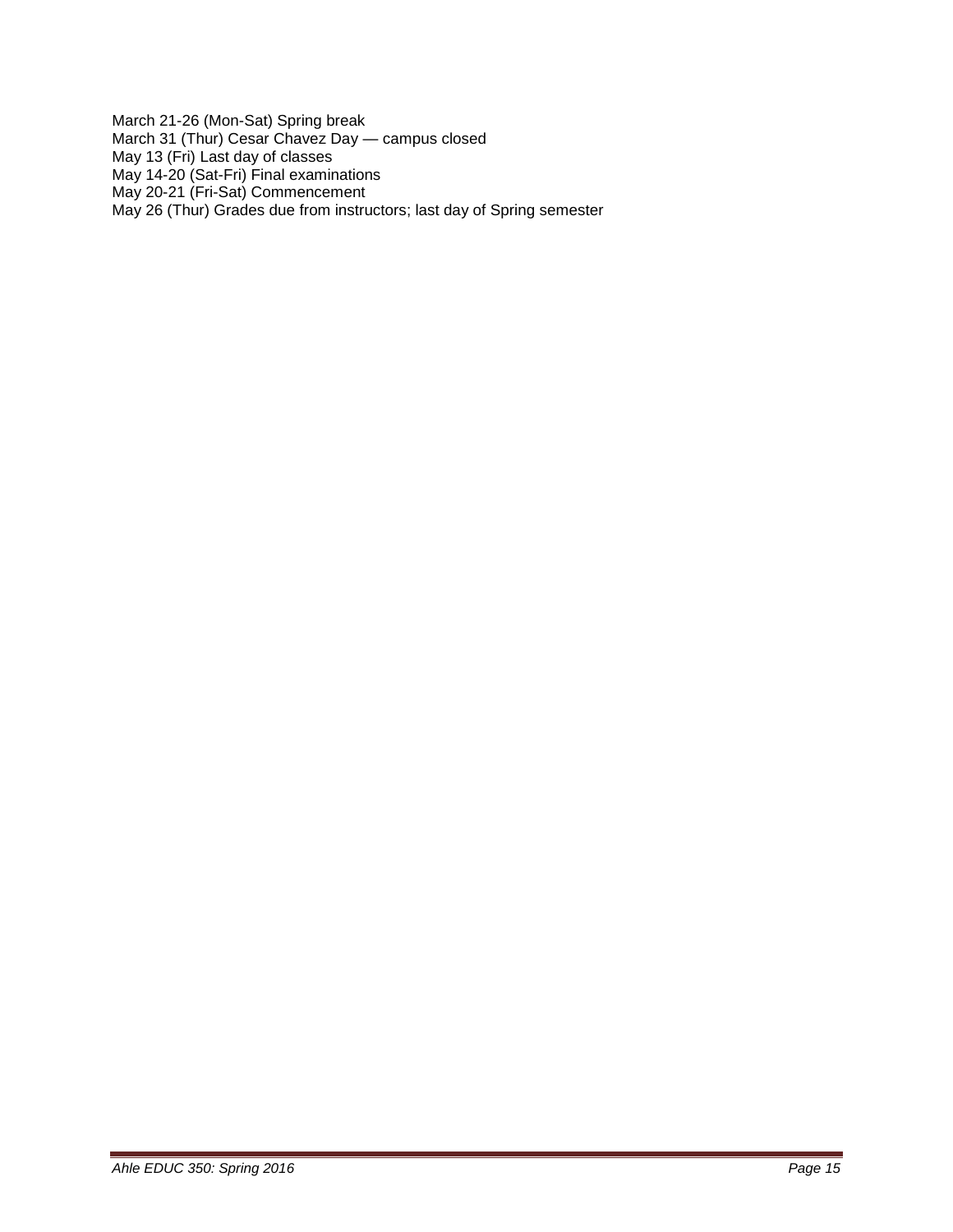March 21-26 (Mon-Sat) Spring break
March 31 (Thur) Cesar Chavez Day — campus closed
May 13 (Fri) Last day of classes
May 14-20 (Sat-Fri) Final examinations
May 20-21 (Fri-Sat) Commencement
May 26 (Thur) Grades due from instructors; last day of Spring semester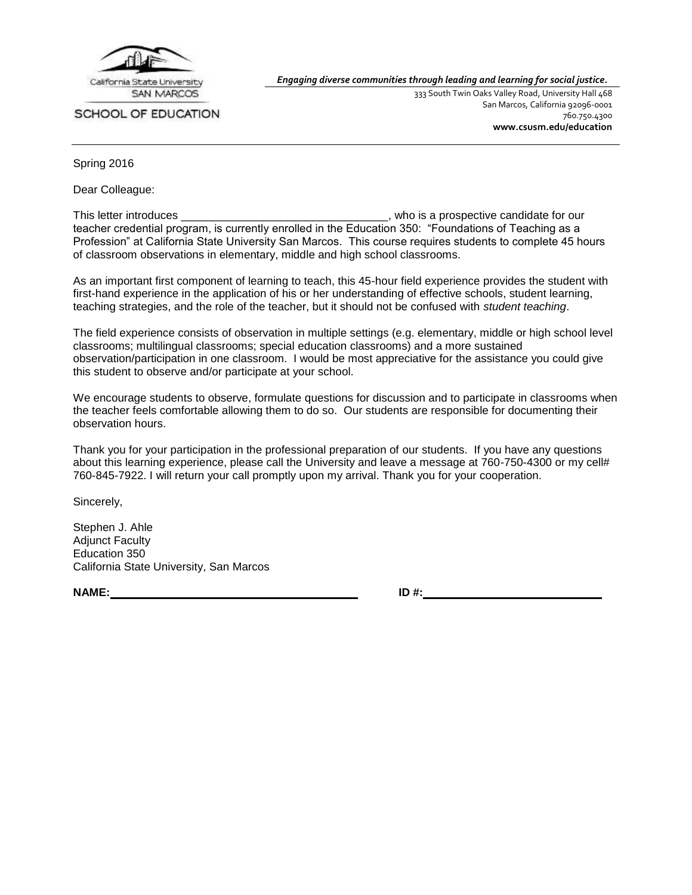California State University
SAN MARCOS
SCHOOL OF EDUCATION

*Engaging diverse communities through leading and learning for social justice.*

333 South Twin Oaks Valley Road, University Hall 468
San Marcos, California 92096-0001
760.750.4300
**www.csusm.edu/education**

---

Spring 2016

Dear Colleague:

This letter introduces ________________________________, who is a prospective candidate for our teacher credential program, is currently enrolled in the Education 350: "Foundations of Teaching as a Profession" at California State University San Marcos. This course requires students to complete 45 hours of classroom observations in elementary, middle and high school classrooms.

As an important first component of learning to teach, this 45-hour field experience provides the student with first-hand experience in the application of his or her understanding of effective schools, student learning, teaching strategies, and the role of the teacher, but it should not be confused with *student teaching*.

The field experience consists of observation in multiple settings (e.g. elementary, middle or high school level classrooms; multilingual classrooms; special education classrooms) and a more sustained observation/participation in one classroom. I would be most appreciative for the assistance you could give this student to observe and/or participate at your school.

We encourage students to observe, formulate questions for discussion and to participate in classrooms when the teacher feels comfortable allowing them to do so. Our students are responsible for documenting their observation hours.

Thank you for your participation in the professional preparation of our students. If you have any questions about this learning experience, please call the University and leave a message at 760-750-4300 or my cell# 760-845-7922. I will return your call promptly upon my arrival. Thank you for your cooperation.

Sincerely,

Stephen J. Ahle
Adjunct Faculty
Education 350
California State University, San Marcos

**NAME:** ________________________________ **ID #:** ________________________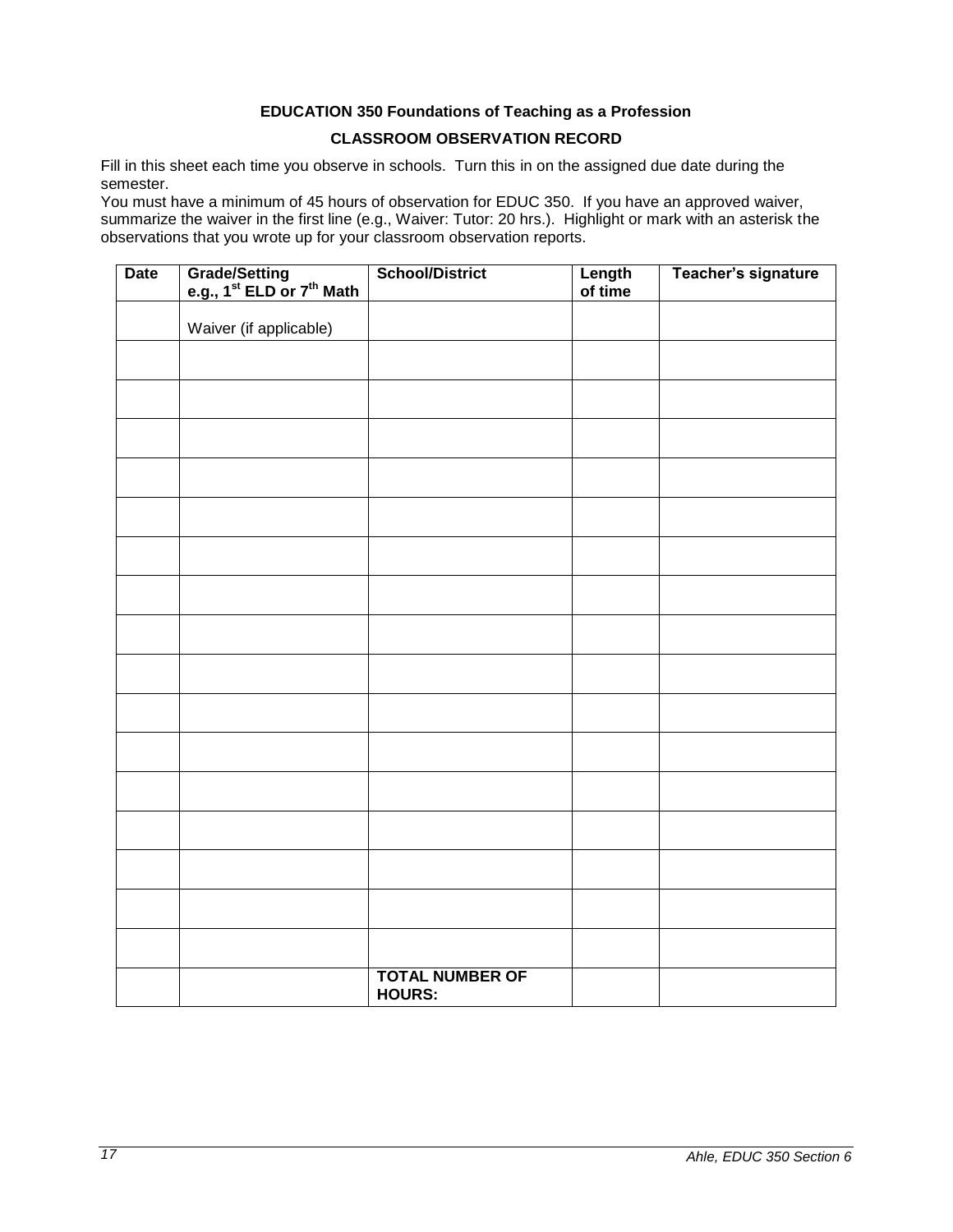**EDUCATION 350 Foundations of Teaching as a Profession**

**CLASSROOM OBSERVATION RECORD**

Fill in this sheet each time you observe in schools. Turn this in on the assigned due date during the semester.
You must have a minimum of 45 hours of observation for EDUC 350. If you have an approved waiver, summarize the waiver in the first line (e.g., Waiver: Tutor: 20 hrs.). Highlight or mark with an asterisk the observations that you wrote up for your classroom observation reports.

| Date | Grade/Setting e.g., 1st ELD or 7th Math | School/District | Length of time | Teacher's signature |
|---|---|---|---|---|
| | Waiver (if applicable) | | | |
| | | | | |
| | | | | |
| | | | | |
| | | | | |
| | | | | |
| | | | | |
| | | | | |
| | | | | |
| | | | | |
| | | | | |
| | | | | |
| | | | | |
| | | | | |
| | | | | |
| | | | | |
| | | | | |
| | | **TOTAL NUMBER OF HOURS:** | | |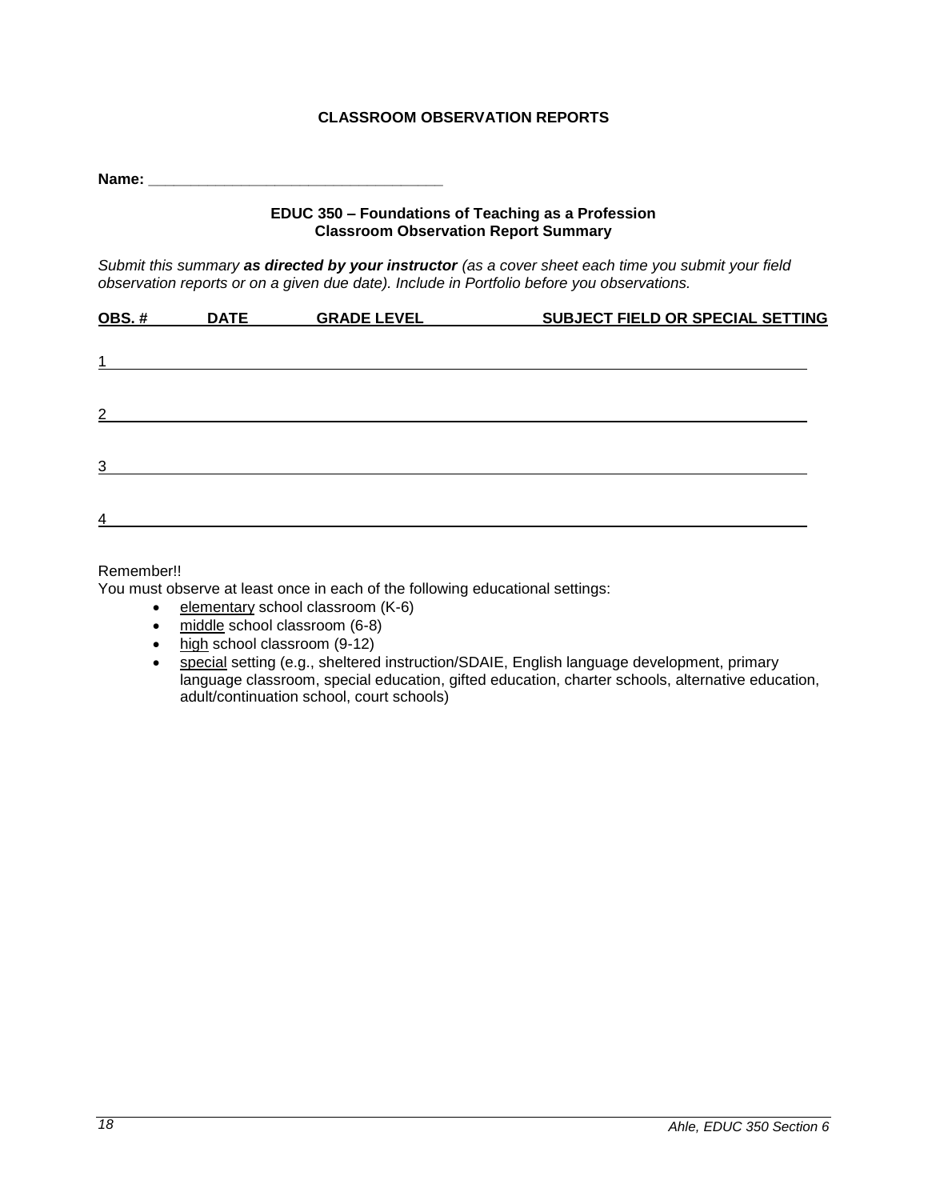**CLASSROOM OBSERVATION REPORTS**

**Name: ___________________________________**

**EDUC 350 – Foundations of Teaching as a Profession**
**Classroom Observation Report Summary**

*Submit this summary* ***as directed by your instructor*** *(as a cover sheet each time you submit your field observation reports or on a given due date). Include in Portfolio before you observations.*

| OBS. # | DATE | GRADE LEVEL | SUBJECT FIELD OR SPECIAL SETTING |
|---|---|---|---|
| 1 | | | |
| 2 | | | |
| 3 | | | |
| 4 | | | |

Remember!!

You must observe at least once in each of the following educational settings:

- elementary school classroom (K-6)
- middle school classroom (6-8)
- high school classroom (9-12)
- special setting (e.g., sheltered instruction/SDAIE, English language development, primary language classroom, special education, gifted education, charter schools, alternative education, adult/continuation school, court schools)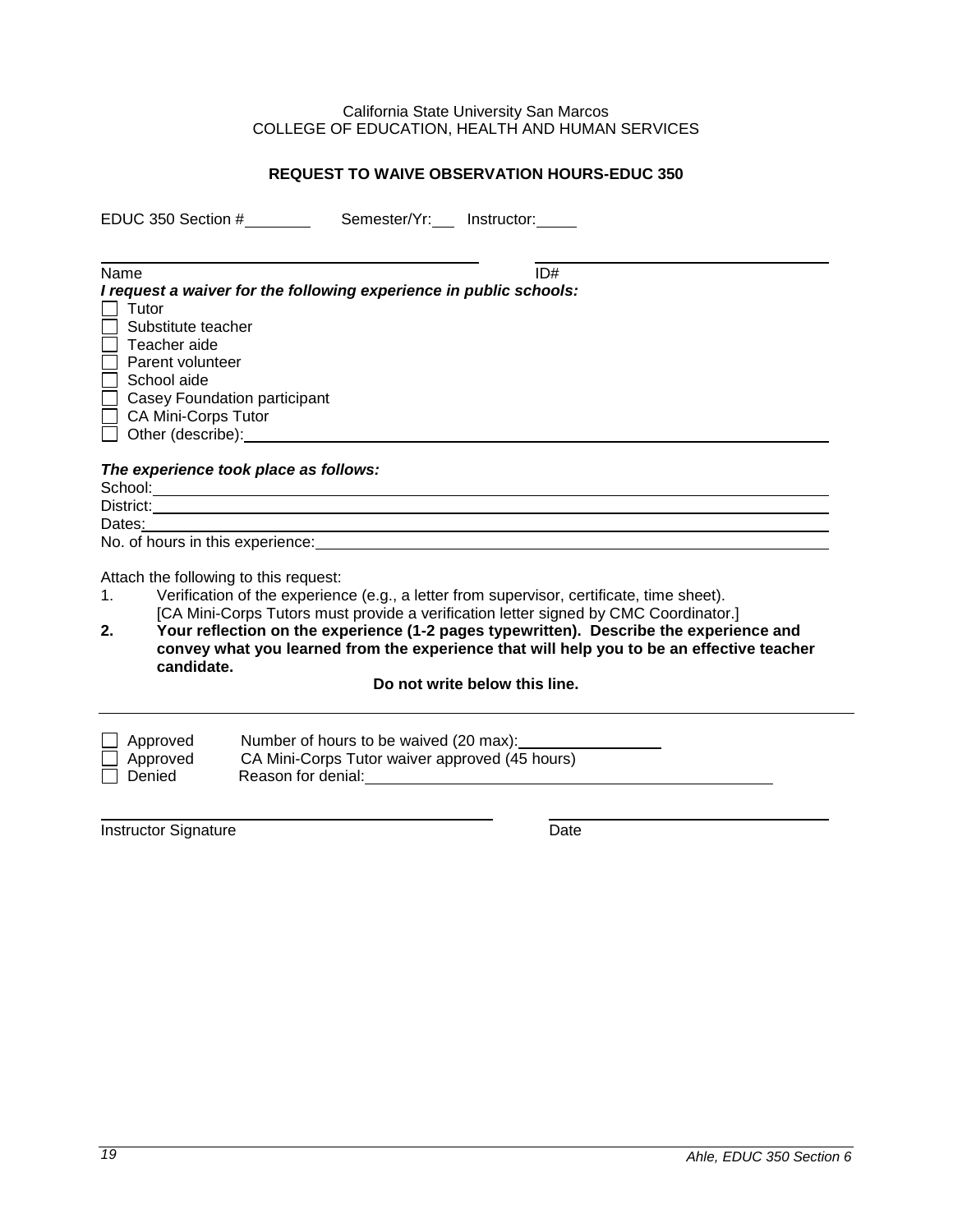California State University San Marcos
COLLEGE OF EDUCATION, HEALTH AND HUMAN SERVICES

**REQUEST TO WAIVE OBSERVATION HOURS-EDUC 350**

EDUC 350 Section #________ Semester/Yr:___ Instructor:_____

_______________________________________ _______________________________
Name ID#

***I request a waiver for the following experience in public schools:***

- ☐ Tutor
- ☐ Substitute teacher
- ☐ Teacher aide
- ☐ Parent volunteer
- ☐ School aide
- ☐ Casey Foundation participant
- ☐ CA Mini-Corps Tutor
- ☐ Other (describe):_______________________________________________

***The experience took place as follows:***

School:_______________________________________________

District:_______________________________________________

Dates:_______________________________________________

No. of hours in this experience:_______________________________________________

Attach the following to this request:

1. Verification of the experience (e.g., a letter from supervisor, certificate, time sheet). [CA Mini-Corps Tutors must provide a verification letter signed by CMC Coordinator.]
2. **Your reflection on the experience (1-2 pages typewritten). Describe the experience and convey what you learned from the experience that will help you to be an effective teacher candidate.**

**Do not write below this line.**

---

- ☐ Approved Number of hours to be waived (20 max):________________
- ☐ Approved CA Mini-Corps Tutor waiver approved (45 hours)
- ☐ Denied Reason for denial:_______________________________________________

_______________________________________ _______________________________
Instructor Signature Date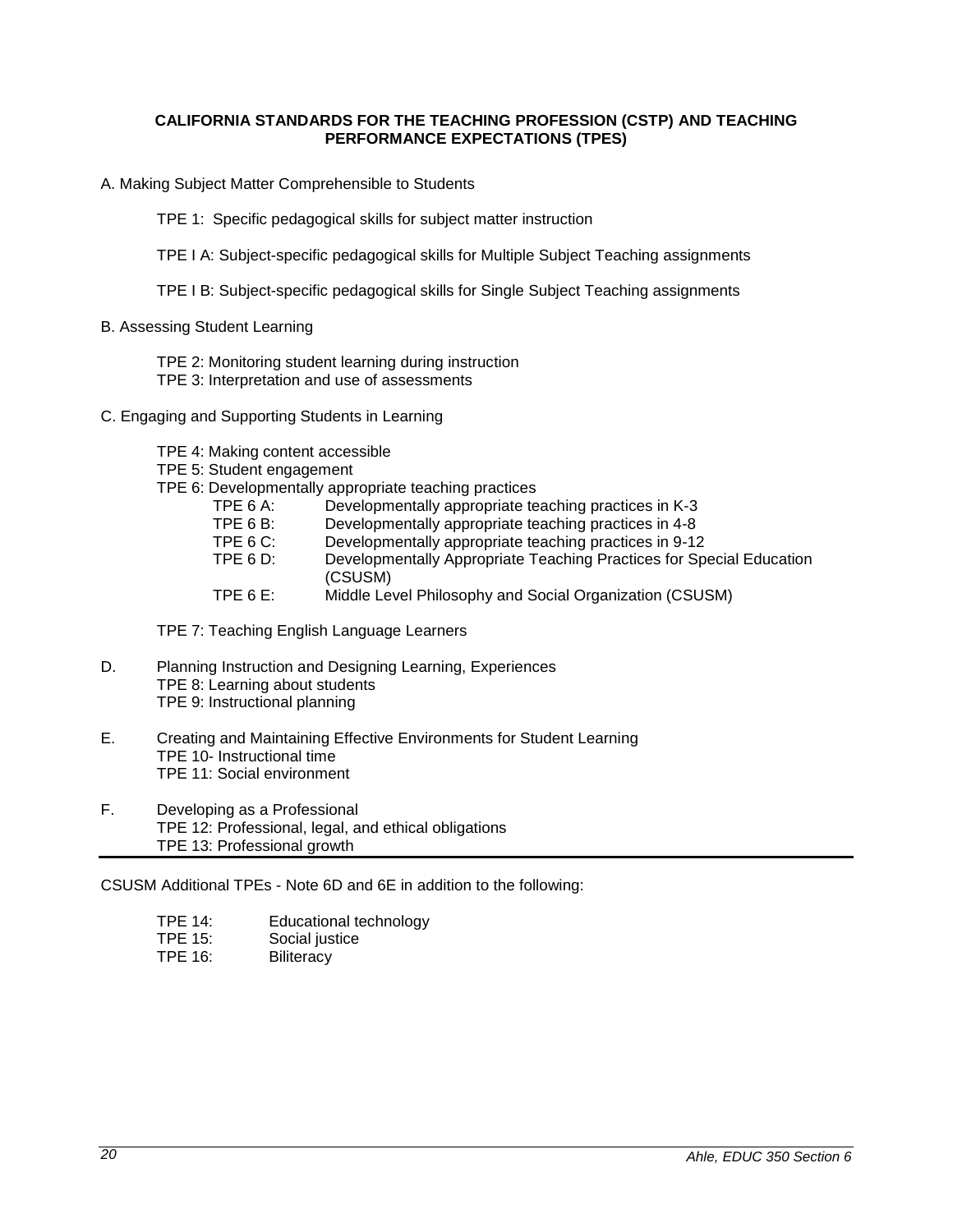**CALIFORNIA STANDARDS FOR THE TEACHING PROFESSION (CSTP) AND TEACHING PERFORMANCE EXPECTATIONS (TPES)**

A. Making Subject Matter Comprehensible to Students

TPE 1: Specific pedagogical skills for subject matter instruction

TPE I A: Subject-specific pedagogical skills for Multiple Subject Teaching assignments

TPE I B: Subject-specific pedagogical skills for Single Subject Teaching assignments

B. Assessing Student Learning

TPE 2: Monitoring student learning during instruction
TPE 3: Interpretation and use of assessments

C. Engaging and Supporting Students in Learning

TPE 4: Making content accessible
TPE 5: Student engagement
TPE 6: Developmentally appropriate teaching practices

- TPE 6 A: Developmentally appropriate teaching practices in K-3
- TPE 6 B: Developmentally appropriate teaching practices in 4-8
- TPE 6 C: Developmentally appropriate teaching practices in 9-12
- TPE 6 D: Developmentally Appropriate Teaching Practices for Special Education (CSUSM)
- TPE 6 E: Middle Level Philosophy and Social Organization (CSUSM)

TPE 7: Teaching English Language Learners

D. Planning Instruction and Designing Learning, Experiences
TPE 8: Learning about students
TPE 9: Instructional planning

E. Creating and Maintaining Effective Environments for Student Learning
TPE 10- Instructional time
TPE 11: Social environment

F. Developing as a Professional
TPE 12: Professional, legal, and ethical obligations
TPE 13: Professional growth

---

CSUSM Additional TPEs - Note 6D and 6E in addition to the following:

- TPE 14: Educational technology
- TPE 15: Social justice
- TPE 16: Biliteracy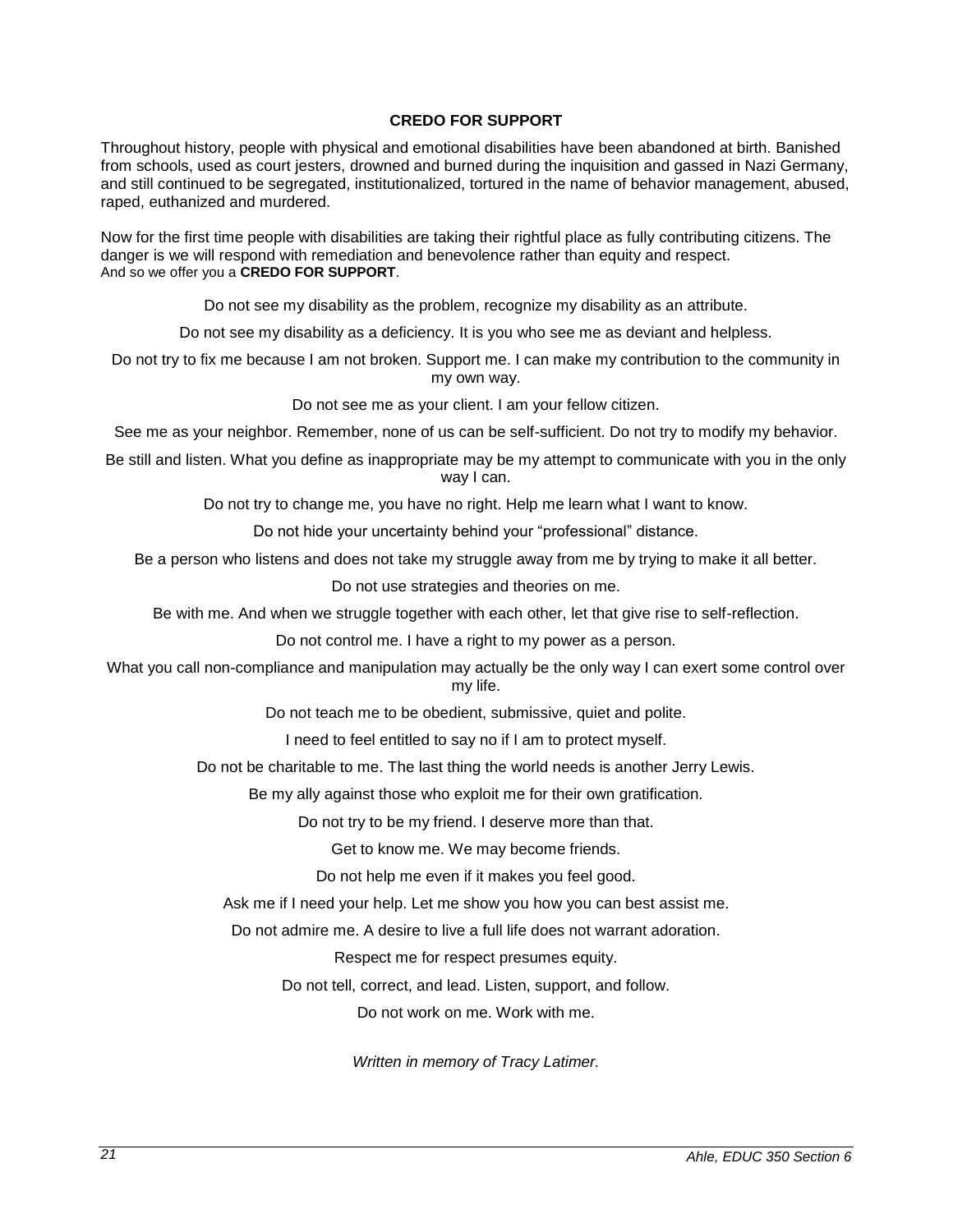## CREDO FOR SUPPORT

Throughout history, people with physical and emotional disabilities have been abandoned at birth. Banished from schools, used as court jesters, drowned and burned during the inquisition and gassed in Nazi Germany, and still continued to be segregated, institutionalized, tortured in the name of behavior management, abused, raped, euthanized and murdered.

Now for the first time people with disabilities are taking their rightful place as fully contributing citizens. The danger is we will respond with remediation and benevolence rather than equity and respect.
And so we offer you a **CREDO FOR SUPPORT**.

Do not see my disability as the problem, recognize my disability as an attribute.

Do not see my disability as a deficiency. It is you who see me as deviant and helpless.

Do not try to fix me because I am not broken. Support me. I can make my contribution to the community in my own way.

Do not see me as your client. I am your fellow citizen.

See me as your neighbor. Remember, none of us can be self-sufficient. Do not try to modify my behavior.

Be still and listen. What you define as inappropriate may be my attempt to communicate with you in the only way I can.

Do not try to change me, you have no right. Help me learn what I want to know.

Do not hide your uncertainty behind your "professional" distance.

Be a person who listens and does not take my struggle away from me by trying to make it all better.

Do not use strategies and theories on me.

Be with me. And when we struggle together with each other, let that give rise to self-reflection.

Do not control me. I have a right to my power as a person.

What you call non-compliance and manipulation may actually be the only way I can exert some control over my life.

Do not teach me to be obedient, submissive, quiet and polite.

I need to feel entitled to say no if I am to protect myself.

Do not be charitable to me. The last thing the world needs is another Jerry Lewis.

Be my ally against those who exploit me for their own gratification.

Do not try to be my friend. I deserve more than that.

Get to know me. We may become friends.

Do not help me even if it makes you feel good.

Ask me if I need your help. Let me show you how you can best assist me.

Do not admire me. A desire to live a full life does not warrant adoration.

Respect me for respect presumes equity.

Do not tell, correct, and lead. Listen, support, and follow.

Do not work on me. Work with me.

*Written in memory of Tracy Latimer.*